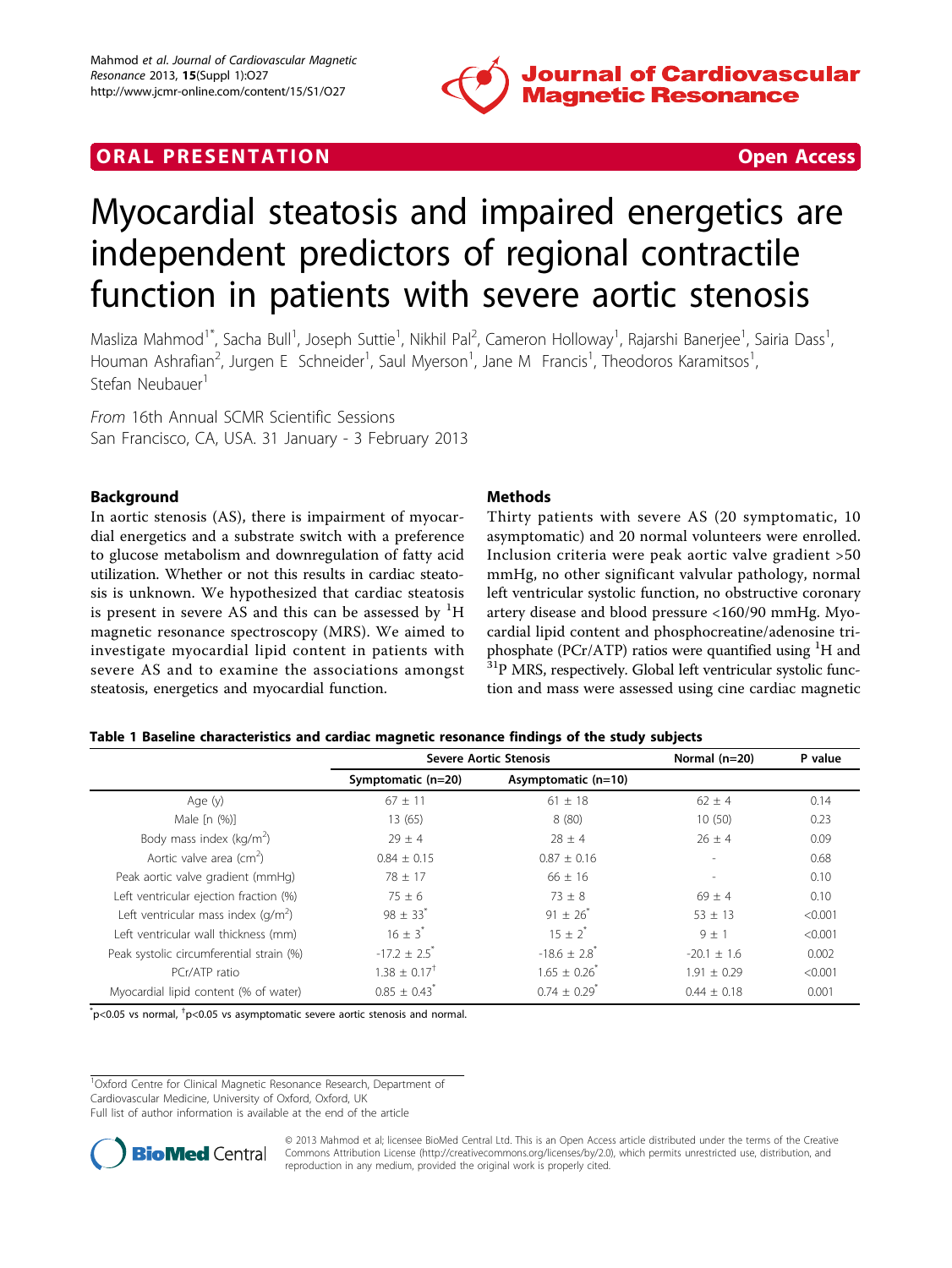ORAL PRESENTATION **Open Access**

# Myocardial steatosis and impaired energetics are independent predictors of regional contractile function in patients with severe aortic stenosis

Masliza Mahmod[1*], Sacha Bull[1], Joseph Suttie[1], Nikhil Pal[2], Cameron Holloway[1], Rajarshi Banerjee[1], Sairia Dass[1], Houman Ashrafian[2], Jurgen E Schneider[1], Saul Myerson[1], Jane M Francis[1], Theodoros Karamitsos[1], Stefan Neubauer[1]

*From* 16th Annual SCMR Scientific Sessions
San Francisco, CA, USA. 31 January - 3 February 2013

## Background

In aortic stenosis (AS), there is impairment of myocardial energetics and a substrate switch with a preference to glucose metabolism and downregulation of fatty acid utilization. Whether or not this results in cardiac steatosis is unknown. We hypothesized that cardiac steatosis is present in severe AS and this can be assessed by $^{1}H$ magnetic resonance spectroscopy (MRS). We aimed to investigate myocardial lipid content in patients with severe AS and to examine the associations amongst steatosis, energetics and myocardial function.

## Methods

Thirty patients with severe AS (20 symptomatic, 10 asymptomatic) and 20 normal volunteers were enrolled. Inclusion criteria were peak aortic valve gradient >50 mmHg, no other significant valvular pathology, normal left ventricular systolic function, no obstructive coronary artery disease and blood pressure <160/90 mmHg. Myocardial lipid content and phosphocreatine/adenosine triphosphate (PCr/ATP) ratios were quantified using $^{1}H$ and $^{31}P$ MRS, respectively. Global left ventricular systolic function and mass were assessed using cine cardiac magnetic

**Table 1 Baseline characteristics and cardiac magnetic resonance findings of the study subjects**

| | Severe Aortic Stenosis | | Normal (n=20) | P value |
|---|---|---|---|---|
| | Symptomatic (n=20) | Asymptomatic (n=10) | | |
| Age (y) | 67 ± 11 | 61 ± 18 | 62 ± 4 | 0.14 |
| Male [n (%)] | 13 (65) | 8 (80) | 10 (50) | 0.23 |
| Body mass index (kg/m$^2$) | 29 ± 4 | 28 ± 4 | 26 ± 4 | 0.09 |
| Aortic valve area (cm$^2$) | 0.84 ± 0.15 | 0.87 ± 0.16 | - | 0.68 |
| Peak aortic valve gradient (mmHg) | 78 ± 17 | 66 ± 16 | - | 0.10 |
| Left ventricular ejection fraction (%) | 75 ± 6 | 73 ± 8 | 69 ± 4 | 0.10 |
| Left ventricular mass index (g/m$^2$) | 98 ± 33* | 91 ± 26* | 53 ± 13 | <0.001 |
| Left ventricular wall thickness (mm) | 16 ± 3* | 15 ± 2* | 9 ± 1 | <0.001 |
| Peak systolic circumferential strain (%) | -17.2 ± 2.5* | -18.6 ± 2.8* | -20.1 ± 1.6 | 0.002 |
| PCr/ATP ratio | 1.38 ± 0.17† | 1.65 ± 0.26* | 1.91 ± 0.29 | <0.001 |
| Myocardial lipid content (% of water) | 0.85 ± 0.43* | 0.74 ± 0.29* | 0.44 ± 0.18 | 0.001 |

*p<0.05 vs normal, †p<0.05 vs asymptomatic severe aortic stenosis and normal.

[1]Oxford Centre for Clinical Magnetic Resonance Research, Department of Cardiovascular Medicine, University of Oxford, Oxford, UK
Full list of author information is available at the end of the article

© 2013 Mahmod et al; licensee BioMed Central Ltd. This is an Open Access article distributed under the terms of the Creative Commons Attribution License (http://creativecommons.org/licenses/by/2.0), which permits unrestricted use, distribution, and reproduction in any medium, provided the original work is properly cited.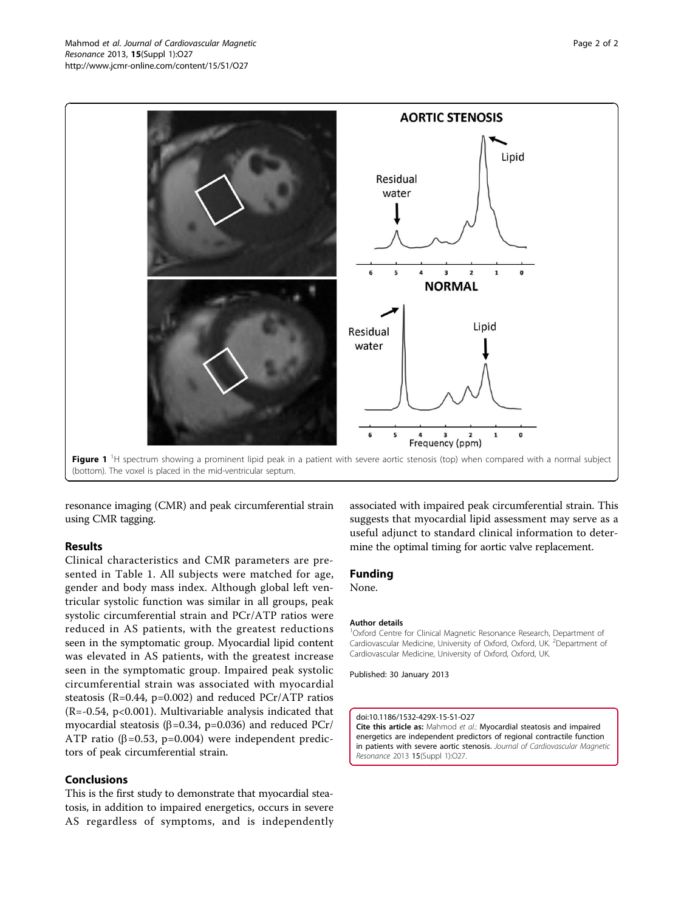AORTIC STENOSIS

Lipid

Residual water

6 5 4 3 2 1 0

NORMAL

Residual water

Lipid

6 5 4 3 2 1 0

Frequency (ppm)

**Figure 1** [1]H spectrum showing a prominent lipid peak in a patient with severe aortic stenosis (top) when compared with a normal subject (bottom). The voxel is placed in the mid-ventricular septum.

resonance imaging (CMR) and peak circumferential strain using CMR tagging.

## Results

Clinical characteristics and CMR parameters are presented in Table 1. All subjects were matched for age, gender and body mass index. Although global left ventricular systolic function was similar in all groups, peak systolic circumferential strain and PCr/ATP ratios were reduced in AS patients, with the greatest reductions seen in the symptomatic group. Myocardial lipid content was elevated in AS patients, with the greatest increase seen in the symptomatic group. Impaired peak systolic circumferential strain was associated with myocardial steatosis ($R=0.44$, $p=0.002$) and reduced PCr/ATP ratios ($R=-0.54$, $p<0.001$). Multivariable analysis indicated that myocardial steatosis ($\beta=0.34$, $p=0.036$) and reduced PCr/ATP ratio ($\beta=0.53$, $p=0.004$) were independent predictors of peak circumferential strain.

## Conclusions

This is the first study to demonstrate that myocardial steatosis, in addition to impaired energetics, occurs in severe AS regardless of symptoms, and is independently associated with impaired peak circumferential strain. This suggests that myocardial lipid assessment may serve as a useful adjunct to standard clinical information to determine the optimal timing for aortic valve replacement.

## Funding

None.

### Author details

[1]Oxford Centre for Clinical Magnetic Resonance Research, Department of Cardiovascular Medicine, University of Oxford, Oxford, UK. [2]Department of Cardiovascular Medicine, University of Oxford, Oxford, UK.

Published: 30 January 2013

doi:10.1186/1532-429X-15-S1-O27

**Cite this article as:** Mahmod *et al.*: Myocardial steatosis and impaired energetics are independent predictors of regional contractile function in patients with severe aortic stenosis. *Journal of Cardiovascular Magnetic Resonance* 2013 **15**(Suppl 1):O27.